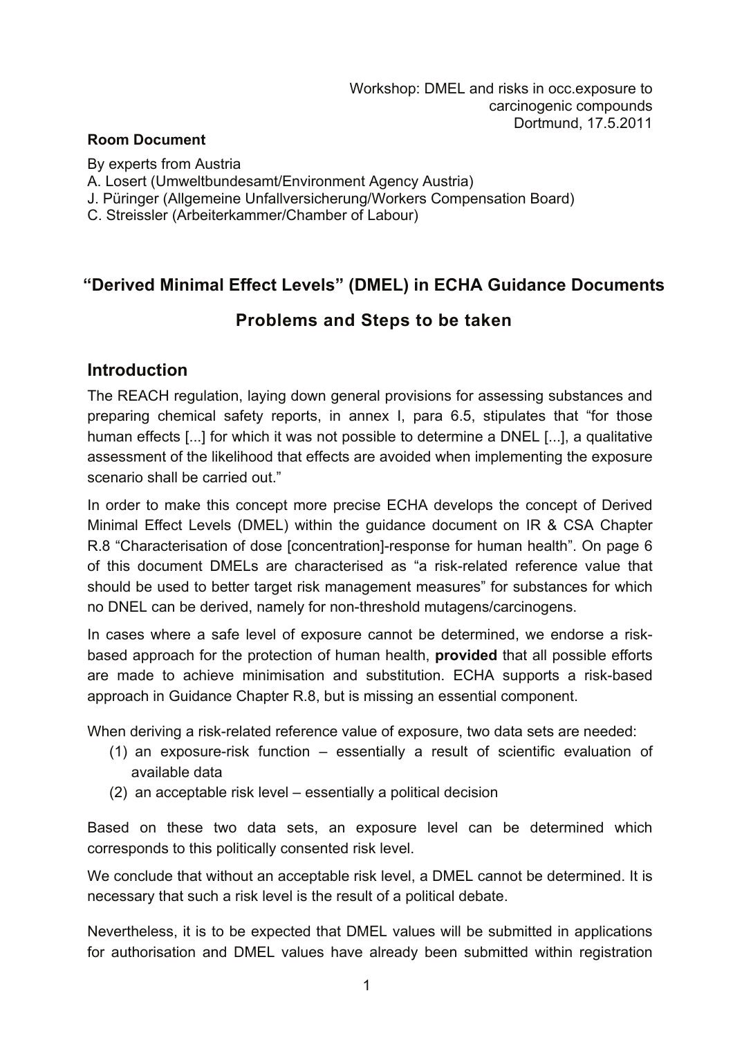Workshop: DMEL and risks in occ.exposure to carcinogenic compounds
Dortmund, 17.5.2011

**Room Document**

By experts from Austria
A. Losert (Umweltbundesamt/Environment Agency Austria)
J. Püringer (Allgemeine Unfallversicherung/Workers Compensation Board)
C. Streissler (Arbeiterkammer/Chamber of Labour)

# "Derived Minimal Effect Levels" (DMEL) in ECHA Guidance Documents

# Problems and Steps to be taken

## Introduction

The REACH regulation, laying down general provisions for assessing substances and preparing chemical safety reports, in annex I, para 6.5, stipulates that "for those human effects [...] for which it was not possible to determine a DNEL [...], a qualitative assessment of the likelihood that effects are avoided when implementing the exposure scenario shall be carried out."

In order to make this concept more precise ECHA develops the concept of Derived Minimal Effect Levels (DMEL) within the guidance document on IR & CSA Chapter R.8 "Characterisation of dose [concentration]-response for human health". On page 6 of this document DMELs are characterised as "a risk-related reference value that should be used to better target risk management measures" for substances for which no DNEL can be derived, namely for non-threshold mutagens/carcinogens.

In cases where a safe level of exposure cannot be determined, we endorse a risk-based approach for the protection of human health, **provided** that all possible efforts are made to achieve minimisation and substitution. ECHA supports a risk-based approach in Guidance Chapter R.8, but is missing an essential component.

When deriving a risk-related reference value of exposure, two data sets are needed:

(1) an exposure-risk function – essentially a result of scientific evaluation of available data
(2) an acceptable risk level – essentially a political decision

Based on these two data sets, an exposure level can be determined which corresponds to this politically consented risk level.

We conclude that without an acceptable risk level, a DMEL cannot be determined. It is necessary that such a risk level is the result of a political debate.

Nevertheless, it is to be expected that DMEL values will be submitted in applications for authorisation and DMEL values have already been submitted within registration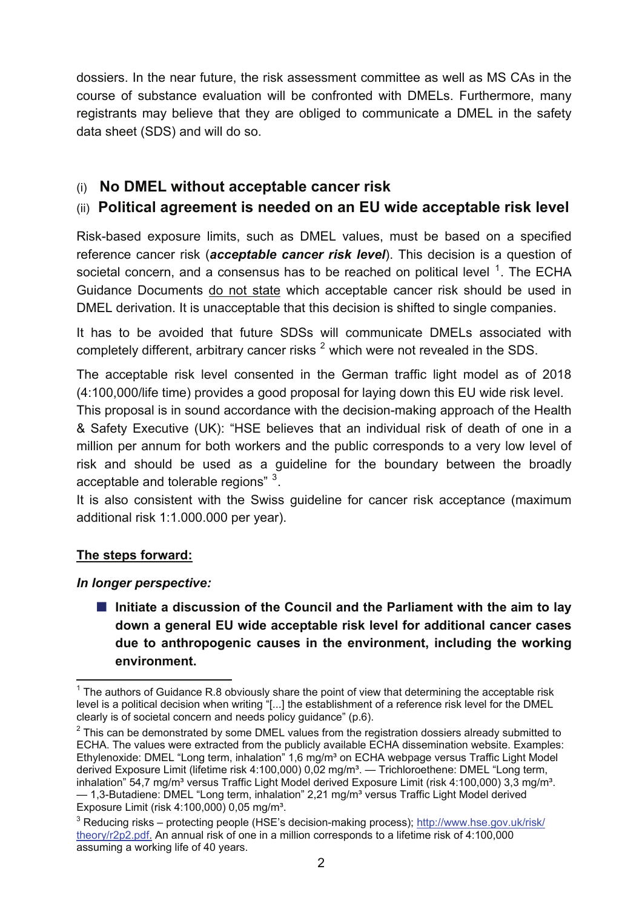dossiers. In the near future, the risk assessment committee as well as MS CAs in the course of substance evaluation will be confronted with DMELs. Furthermore, many registrants may believe that they are obliged to communicate a DMEL in the safety data sheet (SDS) and will do so.

## (i) No DMEL without acceptable cancer risk

## (ii) Political agreement is needed on an EU wide acceptable risk level

Risk-based exposure limits, such as DMEL values, must be based on a specified reference cancer risk (***acceptable cancer risk level***). This decision is a question of societal concern, and a consensus has to be reached on political level [1]. The ECHA Guidance Documents do not state which acceptable cancer risk should be used in DMEL derivation. It is unacceptable that this decision is shifted to single companies.

It has to be avoided that future SDSs will communicate DMELs associated with completely different, arbitrary cancer risks [2] which were not revealed in the SDS.

The acceptable risk level consented in the German traffic light model as of 2018 (4:100,000/life time) provides a good proposal for laying down this EU wide risk level. This proposal is in sound accordance with the decision-making approach of the Health & Safety Executive (UK): "HSE believes that an individual risk of death of one in a million per annum for both workers and the public corresponds to a very low level of risk and should be used as a guideline for the boundary between the broadly acceptable and tolerable regions" [3].

It is also consistent with the Swiss guideline for cancer risk acceptance (maximum additional risk 1:1.000.000 per year).

**The steps forward:**

***In longer perspective:***

- **Initiate a discussion of the Council and the Parliament with the aim to lay down a general EU wide acceptable risk level for additional cancer cases due to anthropogenic causes in the environment, including the working environment.**

---

[1] The authors of Guidance R.8 obviously share the point of view that determining the acceptable risk level is a political decision when writing "[...] the establishment of a reference risk level for the DMEL clearly is of societal concern and needs policy guidance" (p.6).

[2] This can be demonstrated by some DMEL values from the registration dossiers already submitted to ECHA. The values were extracted from the publicly available ECHA dissemination website. Examples: Ethylenoxide: DMEL "Long term, inhalation" 1,6 mg/m³ on ECHA webpage versus Traffic Light Model derived Exposure Limit (lifetime risk 4:100,000) 0,02 mg/m³. — Trichloroethene: DMEL "Long term, inhalation" 54,7 mg/m³ versus Traffic Light Model derived Exposure Limit (risk 4:100,000) 3,3 mg/m³. — 1,3-Butadiene: DMEL "Long term, inhalation" 2,21 mg/m³ versus Traffic Light Model derived Exposure Limit (risk 4:100,000) 0,05 mg/m³.

[3] Reducing risks – protecting people (HSE's decision-making process); http://www.hse.gov.uk/risk/theory/r2p2.pdf. An annual risk of one in a million corresponds to a lifetime risk of 4:100,000 assuming a working life of 40 years.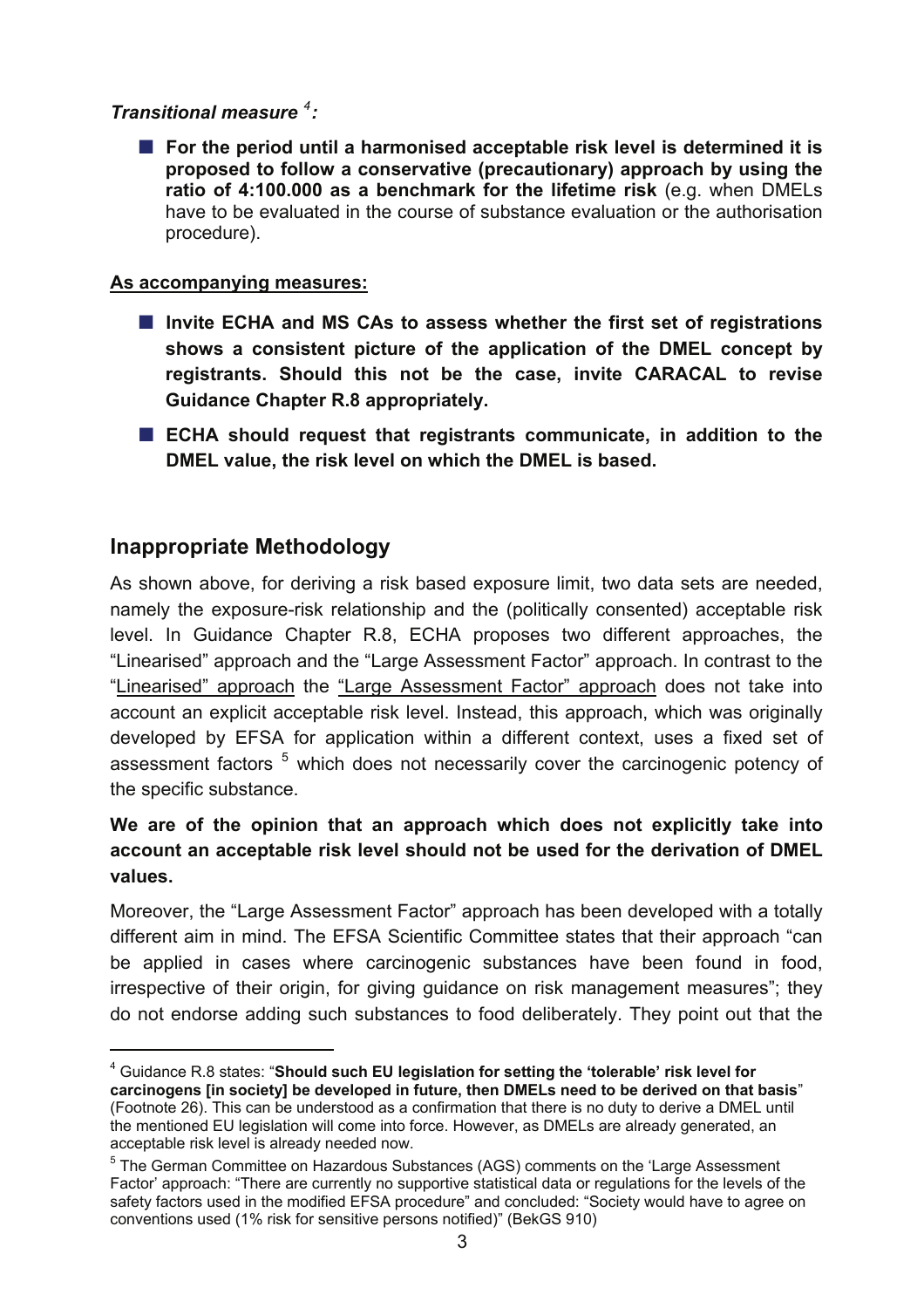***Transitional measure*** [4]***:***

- **For the period until a harmonised acceptable risk level is determined it is proposed to follow a conservative (precautionary) approach by using the ratio of 4:100.000 as a benchmark for the lifetime risk** (e.g. when DMELs have to be evaluated in the course of substance evaluation or the authorisation procedure).

**As accompanying measures:**

- **Invite ECHA and MS CAs to assess whether the first set of registrations shows a consistent picture of the application of the DMEL concept by registrants. Should this not be the case, invite CARACAL to revise Guidance Chapter R.8 appropriately.**
- **ECHA should request that registrants communicate, in addition to the DMEL value, the risk level on which the DMEL is based.**

## Inappropriate Methodology

As shown above, for deriving a risk based exposure limit, two data sets are needed, namely the exposure-risk relationship and the (politically consented) acceptable risk level. In Guidance Chapter R.8, ECHA proposes two different approaches, the "Linearised" approach and the "Large Assessment Factor" approach. In contrast to the "Linearised" approach the "Large Assessment Factor" approach does not take into account an explicit acceptable risk level. Instead, this approach, which was originally developed by EFSA for application within a different context, uses a fixed set of assessment factors [5] which does not necessarily cover the carcinogenic potency of the specific substance.

**We are of the opinion that an approach which does not explicitly take into account an acceptable risk level should not be used for the derivation of DMEL values.**

Moreover, the "Large Assessment Factor" approach has been developed with a totally different aim in mind. The EFSA Scientific Committee states that their approach "can be applied in cases where carcinogenic substances have been found in food, irrespective of their origin, for giving guidance on risk management measures"; they do not endorse adding such substances to food deliberately. They point out that the

---

[4] Guidance R.8 states: "**Should such EU legislation for setting the 'tolerable' risk level for carcinogens [in society] be developed in future, then DMELs need to be derived on that basis**" (Footnote 26). This can be understood as a confirmation that there is no duty to derive a DMEL until the mentioned EU legislation will come into force. However, as DMELs are already generated, an acceptable risk level is already needed now.

[5] The German Committee on Hazardous Substances (AGS) comments on the 'Large Assessment Factor' approach: "There are currently no supportive statistical data or regulations for the levels of the safety factors used in the modified EFSA procedure" and concluded: "Society would have to agree on conventions used (1% risk for sensitive persons notified)" (BekGS 910)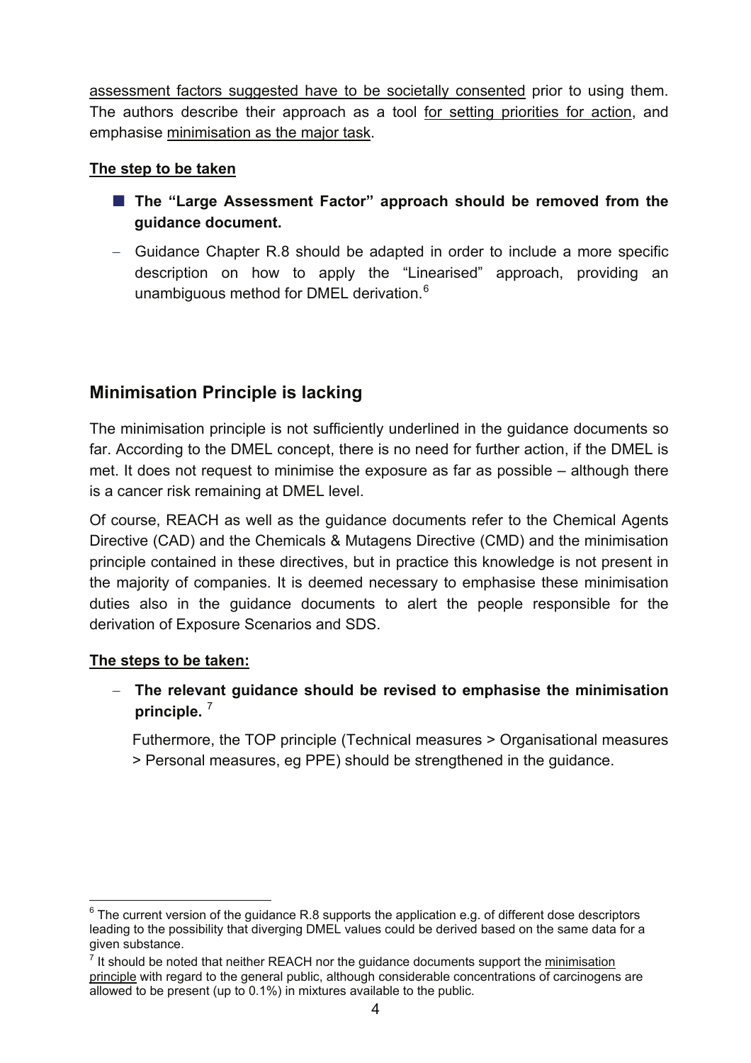assessment factors suggested have to be societally consented prior to using them. The authors describe their approach as a tool for setting priorities for action, and emphasise minimisation as the major task.

**The step to be taken**

- **The "Large Assessment Factor" approach should be removed from the guidance document.**
- Guidance Chapter R.8 should be adapted in order to include a more specific description on how to apply the "Linearised" approach, providing an unambiguous method for DMEL derivation.[6]

## Minimisation Principle is lacking

The minimisation principle is not sufficiently underlined in the guidance documents so far. According to the DMEL concept, there is no need for further action, if the DMEL is met. It does not request to minimise the exposure as far as possible – although there is a cancer risk remaining at DMEL level.

Of course, REACH as well as the guidance documents refer to the Chemical Agents Directive (CAD) and the Chemicals & Mutagens Directive (CMD) and the minimisation principle contained in these directives, but in practice this knowledge is not present in the majority of companies. It is deemed necessary to emphasise these minimisation duties also in the guidance documents to alert the people responsible for the derivation of Exposure Scenarios and SDS.

**The steps to be taken:**

- **The relevant guidance should be revised to emphasise the minimisation principle.** [7]

  Futhermore, the TOP principle (Technical measures > Organisational measures > Personal measures, eg PPE) should be strengthened in the guidance.

---

[6] The current version of the guidance R.8 supports the application e.g. of different dose descriptors leading to the possibility that diverging DMEL values could be derived based on the same data for a given substance.

[7] It should be noted that neither REACH nor the guidance documents support the minimisation principle with regard to the general public, although considerable concentrations of carcinogens are allowed to be present (up to 0.1%) in mixtures available to the public.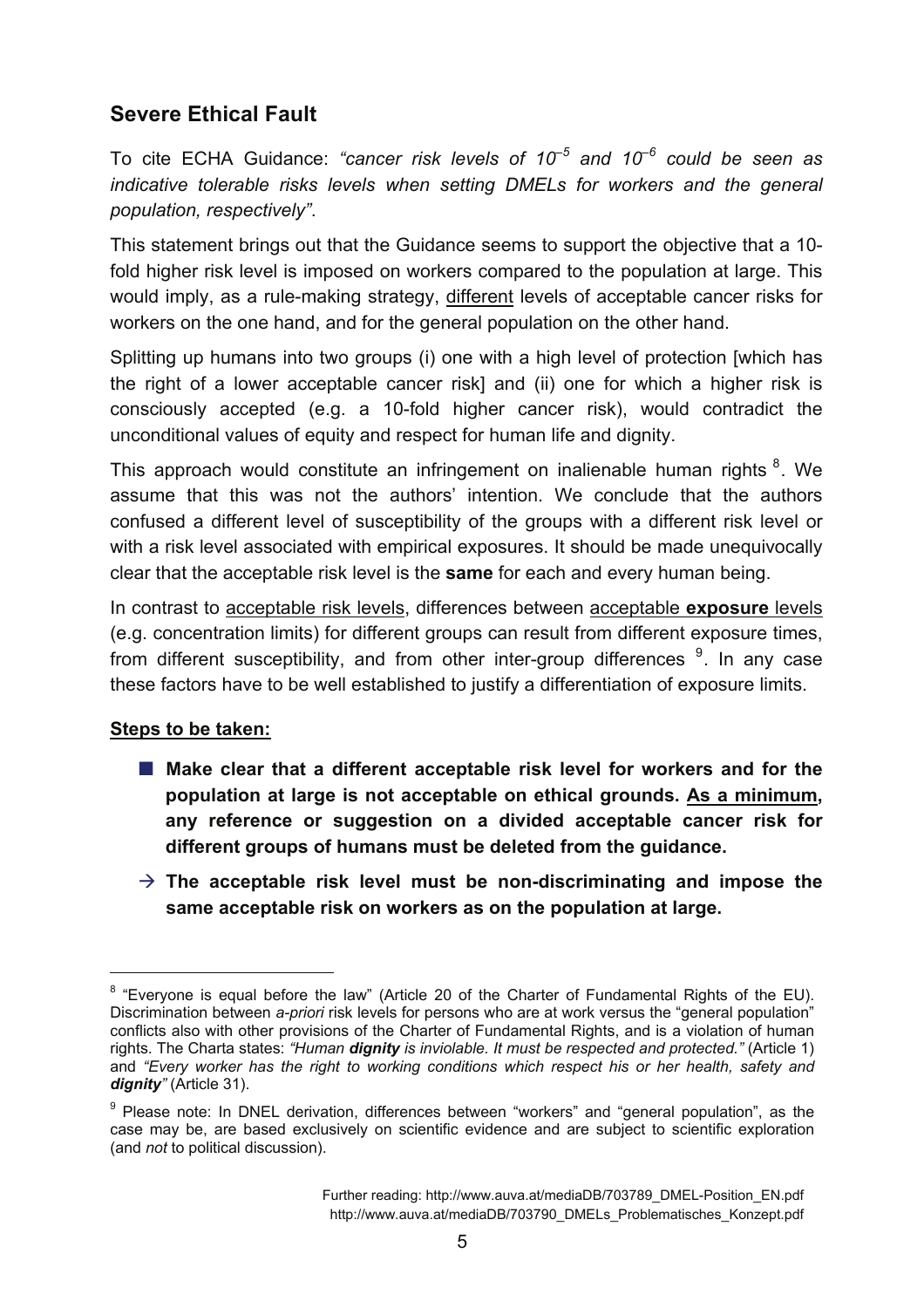## Severe Ethical Fault

To cite ECHA Guidance: *"cancer risk levels of $10^{-5}$ and $10^{-6}$ could be seen as indicative tolerable risks levels when setting DMELs for workers and the general population, respectively"*.

This statement brings out that the Guidance seems to support the objective that a 10-fold higher risk level is imposed on workers compared to the population at large. This would imply, as a rule-making strategy, different levels of acceptable cancer risks for workers on the one hand, and for the general population on the other hand.

Splitting up humans into two groups (i) one with a high level of protection [which has the right of a lower acceptable cancer risk] and (ii) one for which a higher risk is consciously accepted (e.g. a 10-fold higher cancer risk), would contradict the unconditional values of equity and respect for human life and dignity.

This approach would constitute an infringement on inalienable human rights [8]. We assume that this was not the authors' intention. We conclude that the authors confused a different level of susceptibility of the groups with a different risk level or with a risk level associated with empirical exposures. It should be made unequivocally clear that the acceptable risk level is the **same** for each and every human being.

In contrast to acceptable risk levels, differences between acceptable **exposure** levels (e.g. concentration limits) for different groups can result from different exposure times, from different susceptibility, and from other inter-group differences [9]. In any case these factors have to be well established to justify a differentiation of exposure limits.

**Steps to be taken:**

- **Make clear that a different acceptable risk level for workers and for the population at large is not acceptable on ethical grounds. As a minimum, any reference or suggestion on a divided acceptable cancer risk for different groups of humans must be deleted from the guidance.**

→ **The acceptable risk level must be non-discriminating and impose the same acceptable risk on workers as on the population at large.**

---

[8] "Everyone is equal before the law" (Article 20 of the Charter of Fundamental Rights of the EU). Discrimination between *a-priori* risk levels for persons who are at work versus the "general population" conflicts also with other provisions of the Charter of Fundamental Rights, and is a violation of human rights. The Charta states: *"Human **dignity** is inviolable. It must be respected and protected."* (Article 1) and *"Every worker has the right to working conditions which respect his or her health, safety and **dignity**"* (Article 31).

[9] Please note: In DNEL derivation, differences between "workers" and "general population", as the case may be, are based exclusively on scientific evidence and are subject to scientific exploration (and *not* to political discussion).

Further reading: http://www.auva.at/mediaDB/703789_DMEL-Position_EN.pdf
http://www.auva.at/mediaDB/703790_DMELs_Problematisches_Konzept.pdf